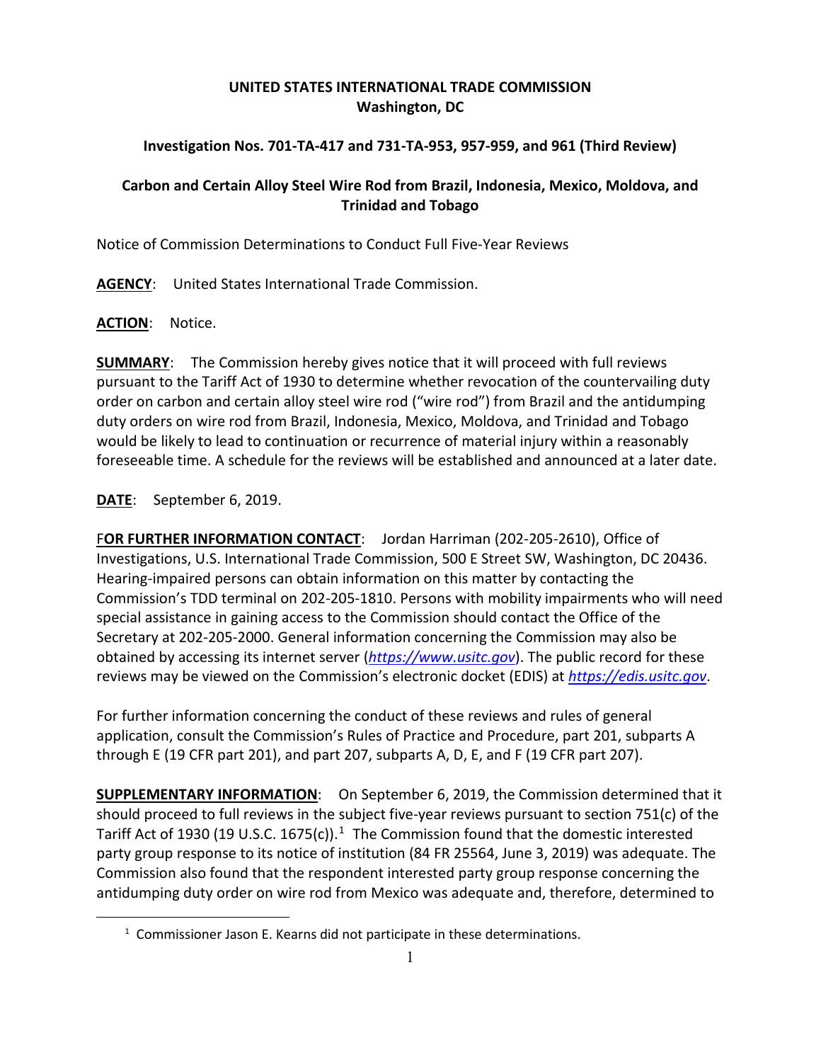**UNITED STATES INTERNATIONAL TRADE COMMISSION**
**Washington, DC**

**Investigation Nos. 701-TA-417 and 731-TA-953, 957-959, and 961 (Third Review)**

**Carbon and Certain Alloy Steel Wire Rod from Brazil, Indonesia, Mexico, Moldova, and Trinidad and Tobago**

Notice of Commission Determinations to Conduct Full Five-Year Reviews

**AGENCY**: United States International Trade Commission.

**ACTION**: Notice.

**SUMMARY**: The Commission hereby gives notice that it will proceed with full reviews pursuant to the Tariff Act of 1930 to determine whether revocation of the countervailing duty order on carbon and certain alloy steel wire rod ("wire rod") from Brazil and the antidumping duty orders on wire rod from Brazil, Indonesia, Mexico, Moldova, and Trinidad and Tobago would be likely to lead to continuation or recurrence of material injury within a reasonably foreseeable time. A schedule for the reviews will be established and announced at a later date.

**DATE**: September 6, 2019.

**FOR FURTHER INFORMATION CONTACT**: Jordan Harriman (202-205-2610), Office of Investigations, U.S. International Trade Commission, 500 E Street SW, Washington, DC 20436. Hearing-impaired persons can obtain information on this matter by contacting the Commission's TDD terminal on 202-205-1810. Persons with mobility impairments who will need special assistance in gaining access to the Commission should contact the Office of the Secretary at 202-205-2000. General information concerning the Commission may also be obtained by accessing its internet server (*https://www.usitc.gov*). The public record for these reviews may be viewed on the Commission's electronic docket (EDIS) at *https://edis.usitc.gov*.

For further information concerning the conduct of these reviews and rules of general application, consult the Commission's Rules of Practice and Procedure, part 201, subparts A through E (19 CFR part 201), and part 207, subparts A, D, E, and F (19 CFR part 207).

**SUPPLEMENTARY INFORMATION**: On September 6, 2019, the Commission determined that it should proceed to full reviews in the subject five-year reviews pursuant to section 751(c) of the Tariff Act of 1930 (19 U.S.C. 1675(c)).[1] The Commission found that the domestic interested party group response to its notice of institution (84 FR 25564, June 3, 2019) was adequate. The Commission also found that the respondent interested party group response concerning the antidumping duty order on wire rod from Mexico was adequate and, therefore, determined to

[1] Commissioner Jason E. Kearns did not participate in these determinations.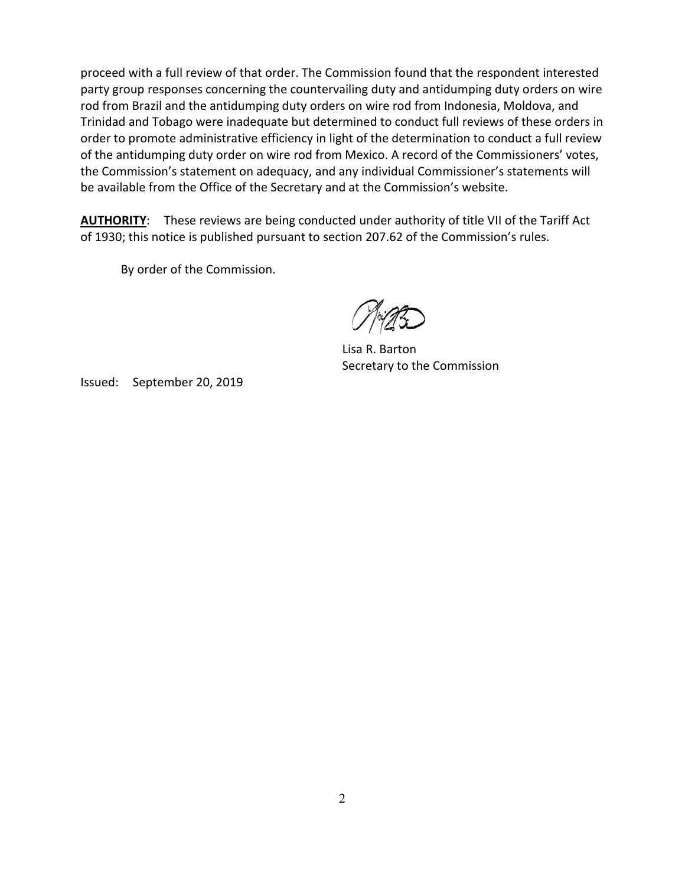proceed with a full review of that order. The Commission found that the respondent interested party group responses concerning the countervailing duty and antidumping duty orders on wire rod from Brazil and the antidumping duty orders on wire rod from Indonesia, Moldova, and Trinidad and Tobago were inadequate but determined to conduct full reviews of these orders in order to promote administrative efficiency in light of the determination to conduct a full review of the antidumping duty order on wire rod from Mexico. A record of the Commissioners' votes, the Commission's statement on adequacy, and any individual Commissioner's statements will be available from the Office of the Secretary and at the Commission's website.

**AUTHORITY**: These reviews are being conducted under authority of title VII of the Tariff Act of 1930; this notice is published pursuant to section 207.62 of the Commission's rules.

By order of the Commission.

Lisa R. Barton
Secretary to the Commission

Issued: September 20, 2019